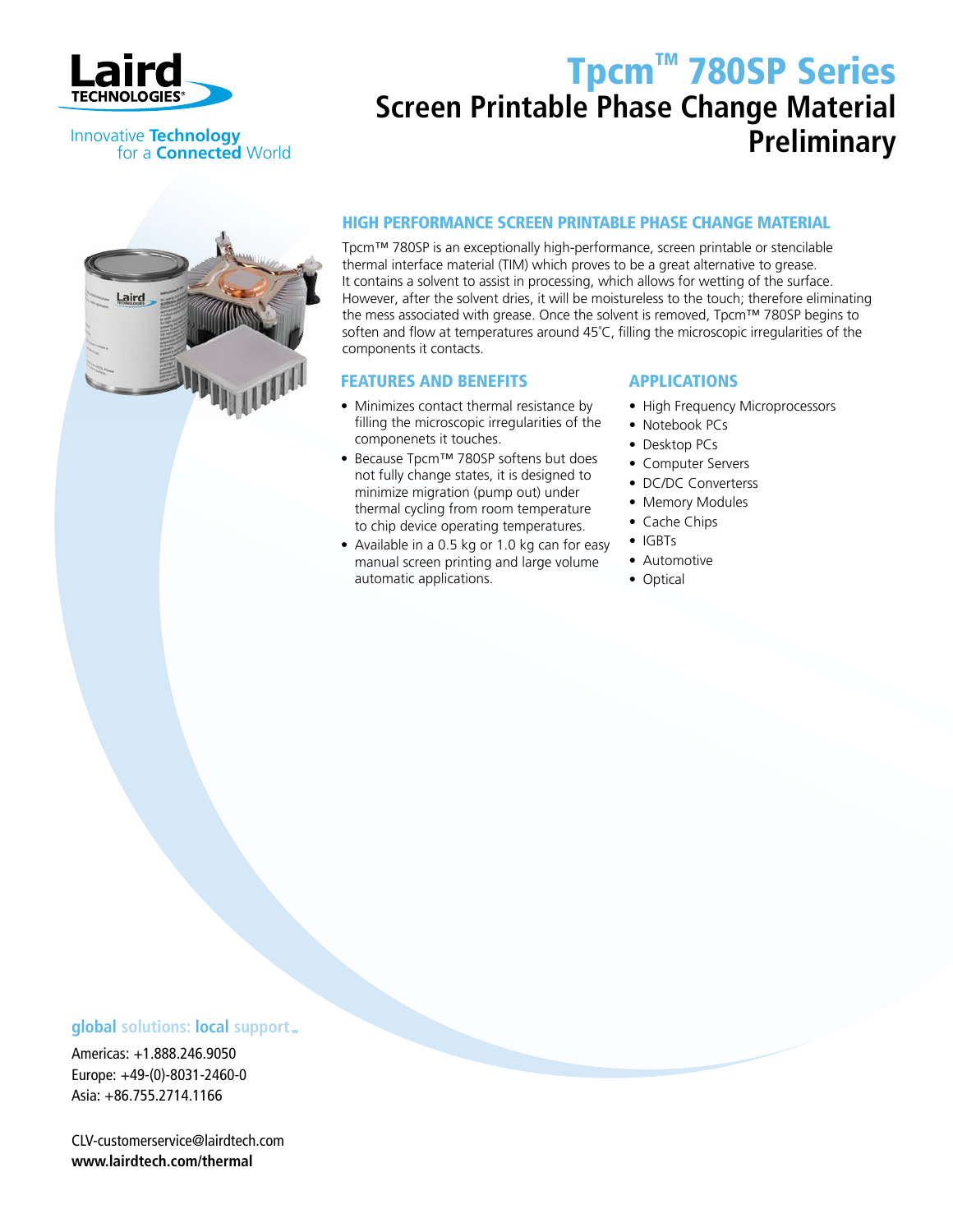Laird TECHNOLOGIES®

Innovative **Technology** for a **Connected** World

# Tpcm™ 780SP Series

## Screen Printable Phase Change Material Preliminary

### HIGH PERFORMANCE SCREEN PRINTABLE PHASE CHANGE MATERIAL

Tpcm™ 780SP is an exceptionally high-performance, screen printable or stencilable thermal interface material (TIM) which proves to be a great alternative to grease. It contains a solvent to assist in processing, which allows for wetting of the surface. However, after the solvent dries, it will be moistureless to the touch; therefore eliminating the mess associated with grease. Once the solvent is removed, Tpcm™ 780SP begins to soften and flow at temperatures around 45˚C, filling the microscopic irregularities of the components it contacts.

### FEATURES AND BENEFITS

- Minimizes contact thermal resistance by filling the microscopic irregularities of the componenets it touches.
- Because Tpcm™ 780SP softens but does not fully change states, it is designed to minimize migration (pump out) under thermal cycling from room temperature to chip device operating temperatures.
- Available in a 0.5 kg or 1.0 kg can for easy manual screen printing and large volume automatic applications.

### APPLICATIONS

- High Frequency Microprocessors
- Notebook PCs
- Desktop PCs
- Computer Servers
- DC/DC Converterss
- Memory Modules
- Cache Chips
- IGBTs
- Automotive
- Optical

**global** solutions: **local** support™

Americas: +1.888.246.9050
Europe: +49-(0)-8031-2460-0
Asia: +86.755.2714.1166

CLV-customerservice@lairdtech.com
**www.lairdtech.com/thermal**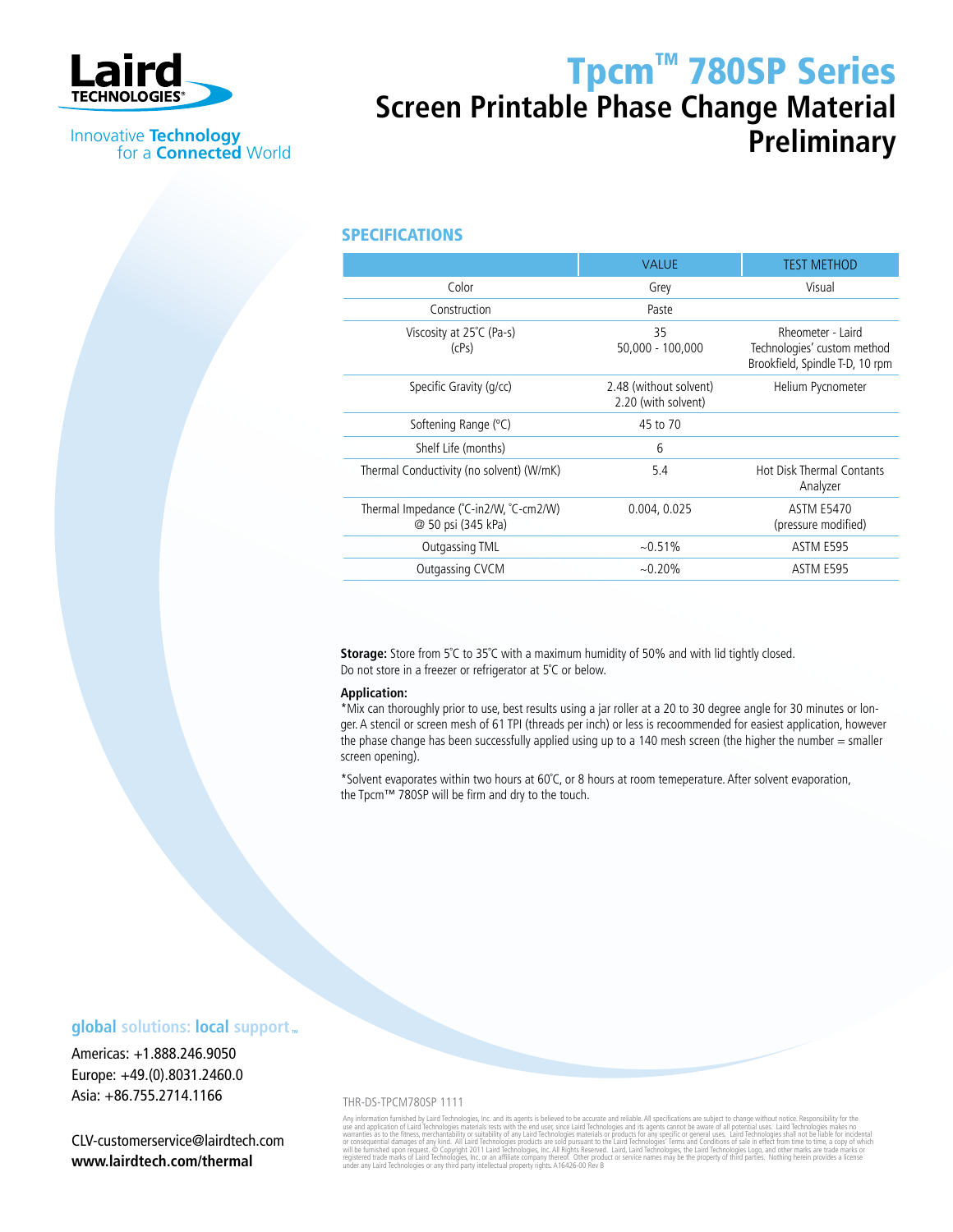# Tpcm™ 780SP Series

## Screen Printable Phase Change Material Preliminary

### SPECIFICATIONS

| | VALUE | TEST METHOD |
|---|---|---|
| Color | Grey | Visual |
| Construction | Paste | |
| Viscosity at 25˚C (Pa-s)<br>(cPs) | 35<br>50,000 - 100,000 | Rheometer - Laird Technologies' custom method<br>Brookfield, Spindle T-D, 10 rpm |
| Specific Gravity (g/cc) | 2.48 (without solvent)<br>2.20 (with solvent) | Helium Pycnometer |
| Softening Range (ºC) | 45 to 70 | |
| Shelf Life (months) | 6 | |
| Thermal Conductivity (no solvent) (W/mK) | 5.4 | Hot Disk Thermal Contants Analyzer |
| Thermal Impedance (˚C-in2/W, ˚C-cm2/W) @ 50 psi (345 kPa) | 0.004, 0.025 | ASTM E5470 (pressure modified) |
| Outgassing TML | ~0.51% | ASTM E595 |
| Outgassing CVCM | ~0.20% | ASTM E595 |

**Storage:** Store from 5˚C to 35˚C with a maximum humidity of 50% and with lid tightly closed. Do not store in a freezer or refrigerator at 5˚C or below.

**Application:**

*Mix can thoroughly prior to use, best results using a jar roller at a 20 to 30 degree angle for 30 minutes or longer. A stencil or screen mesh of 61 TPI (threads per inch) or less is recoommended for easiest application, however the phase change has been successfully applied using up to a 140 mesh screen (the higher the number = smaller screen opening).

*Solvent evaporates within two hours at 60˚C, or 8 hours at room temeperature. After solvent evaporation, the Tpcm™ 780SP will be firm and dry to the touch.

**global solutions: local support™**

Americas: +1.888.246.9050
Europe: +49.(0).8031.2460.0
Asia: +86.755.2714.1166

CLV-customerservice@lairdtech.com
**www.lairdtech.com/thermal**

THR-DS-TPCM780SP 1111

Any information furnished by Laird Technologies, Inc. and its agents is believed to be accurate and reliable. All specifications are subject to change without notice. Responsibility for the use and application of Laird Technologies materials rests with the end user, since Laird Technologies and its agents cannot be aware of all potential uses. Laird Technologies makes no warranties as to the fitness, merchantability or suitability of any Laird Technologies materials or products for any specific or general uses. Laird Technologies shall not be liable for incidental or consequential damages of any kind. All Laird Technologies products are sold pursuant to the Laird Technologies' Terms and Conditions of sale in effect from time to time, a copy of which will be furnished upon request. © Copyright 2011 Laird Technologies, Inc. All Rights Reserved. Laird, Laird Technologies, the Laird Technologies Logo, and other marks are trade marks or registered trade marks of Laird Technologies, Inc. or an affiliate company thereof. Other product or service names may be the property of third parties. Nothing herein provides a license under any Laird Technologies or any third party intellectual property rights. A16426-00 Rev B